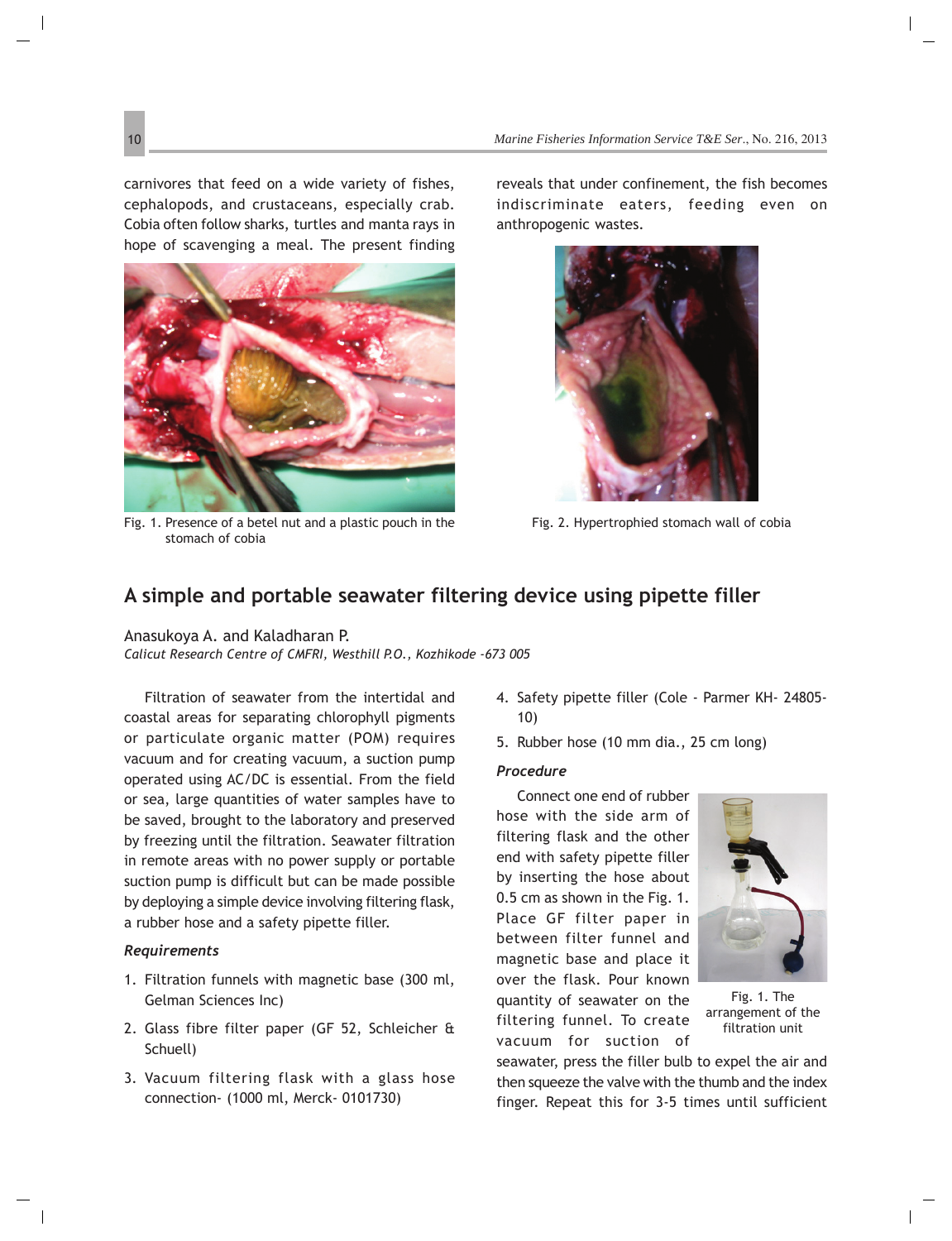carnivores that feed on a wide variety of fishes, cephalopods, and crustaceans, especially crab. Cobia often follow sharks, turtles and manta rays in hope of scavenging a meal. The present finding reveals that under confinement, the fish becomes indiscriminate eaters, feeding even on anthropogenic wastes.

Fig. 1. Presence of a betel nut and a plastic pouch in the stomach of cobia

Fig. 2. Hypertrophied stomach wall of cobia

## A simple and portable seawater filtering device using pipette filler

Anasukoya A. and Kaladharan P.

*Calicut Research Centre of CMFRI, Westhill P.O., Kozhikode -673 005*

Filtration of seawater from the intertidal and coastal areas for separating chlorophyll pigments or particulate organic matter (POM) requires vacuum and for creating vacuum, a suction pump operated using AC/DC is essential. From the field or sea, large quantities of water samples have to be saved, brought to the laboratory and preserved by freezing until the filtration. Seawater filtration in remote areas with no power supply or portable suction pump is difficult but can be made possible by deploying a simple device involving filtering flask, a rubber hose and a safety pipette filler.

### *Requirements*

1. Filtration funnels with magnetic base (300 ml, Gelman Sciences Inc)
2. Glass fibre filter paper (GF 52, Schleicher & Schuell)
3. Vacuum filtering flask with a glass hose connection- (1000 ml, Merck- 0101730)
4. Safety pipette filler (Cole - Parmer KH- 24805-10)
5. Rubber hose (10 mm dia., 25 cm long)

### *Procedure*

Connect one end of rubber hose with the side arm of filtering flask and the other end with safety pipette filler by inserting the hose about 0.5 cm as shown in the Fig. 1. Place GF filter paper in between filter funnel and magnetic base and place it over the flask. Pour known quantity of seawater on the filtering funnel. To create vacuum for suction of seawater, press the filler bulb to expel the air and then squeeze the valve with the thumb and the index finger. Repeat this for 3-5 times until sufficient

Fig. 1. The arrangement of the filtration unit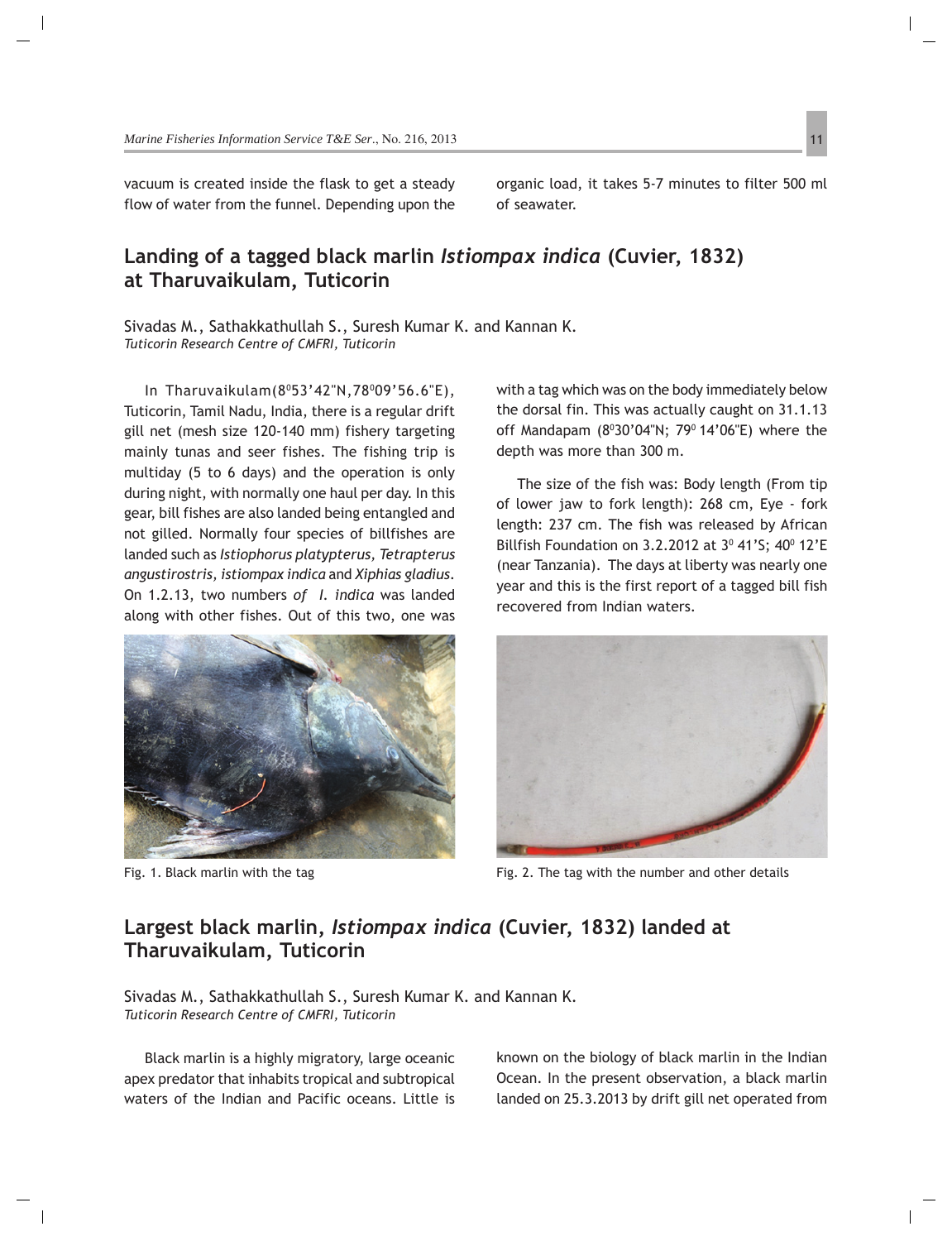vacuum is created inside the flask to get a steady flow of water from the funnel. Depending upon the organic load, it takes 5-7 minutes to filter 500 ml of seawater.

## Landing of a tagged black marlin *Istiompax indica* (Cuvier, 1832) at Tharuvaikulam, Tuticorin

Sivadas M., Sathakkathullah S., Suresh Kumar K. and Kannan K.
*Tuticorin Research Centre of CMFRI, Tuticorin*

In Tharuvaikulam($8^0$53'42"N,$78^0$09'56.6"E), Tuticorin, Tamil Nadu, India, there is a regular drift gill net (mesh size 120-140 mm) fishery targeting mainly tunas and seer fishes. The fishing trip is multiday (5 to 6 days) and the operation is only during night, with normally one haul per day. In this gear, bill fishes are also landed being entangled and not gilled. Normally four species of billfishes are landed such as *Istiophorus platypterus, Tetrapterus angustirostris, istiompax indica* and *Xiphias gladius*. On 1.2.13, two numbers *of I. indica* was landed along with other fishes. Out of this two, one was with a tag which was on the body immediately below the dorsal fin. This was actually caught on 31.1.13 off Mandapam ($8^0$30'04"N; $79^0$ 14'06"E) where the depth was more than 300 m.

The size of the fish was: Body length (From tip of lower jaw to fork length): 268 cm, Eye - fork length: 237 cm. The fish was released by African Billfish Foundation on 3.2.2012 at $3^0$ 41'S; $40^0$ 12'E (near Tanzania). The days at liberty was nearly one year and this is the first report of a tagged bill fish recovered from Indian waters.

Fig. 1. Black marlin with the tag

Fig. 2. The tag with the number and other details

## Largest black marlin, *Istiompax indica* (Cuvier, 1832) landed at Tharuvaikulam, Tuticorin

Sivadas M., Sathakkathullah S., Suresh Kumar K. and Kannan K.
*Tuticorin Research Centre of CMFRI, Tuticorin*

Black marlin is a highly migratory, large oceanic apex predator that inhabits tropical and subtropical waters of the Indian and Pacific oceans. Little is known on the biology of black marlin in the Indian Ocean. In the present observation, a black marlin landed on 25.3.2013 by drift gill net operated from